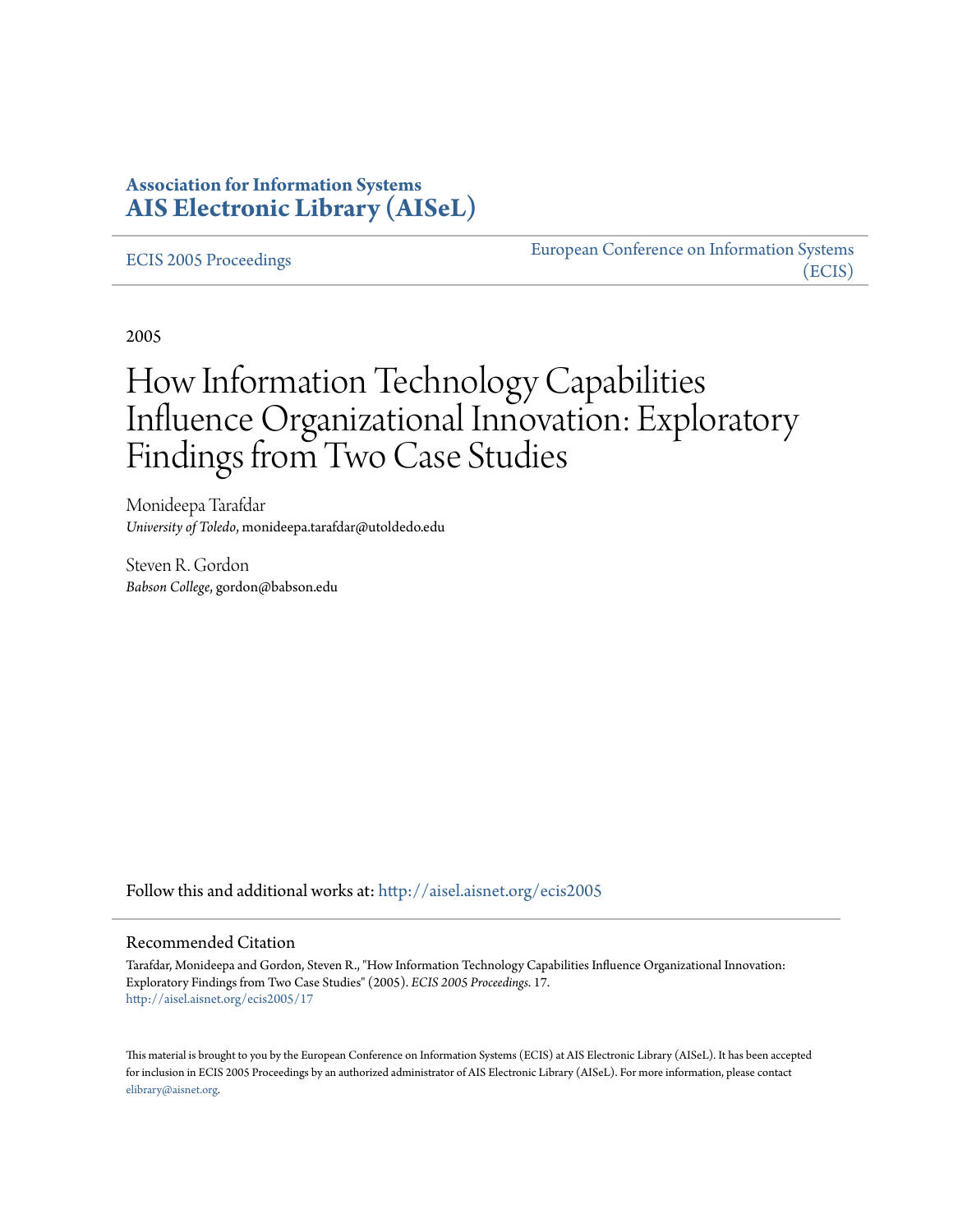**Association for Information Systems**
**AIS Electronic Library (AISeL)**

ECIS 2005 Proceedings | European Conference on Information Systems (ECIS)

2005

# How Information Technology Capabilities Influence Organizational Innovation: Exploratory Findings from Two Case Studies

Monideepa Tarafdar
*University of Toledo*, monideepa.tarafdar@utoldedo.edu

Steven R. Gordon
*Babson College*, gordon@babson.edu

Follow this and additional works at: http://aisel.aisnet.org/ecis2005

## Recommended Citation

Tarafdar, Monideepa and Gordon, Steven R., "How Information Technology Capabilities Influence Organizational Innovation: Exploratory Findings from Two Case Studies" (2005). *ECIS 2005 Proceedings*. 17.
http://aisel.aisnet.org/ecis2005/17

This material is brought to you by the European Conference on Information Systems (ECIS) at AIS Electronic Library (AISeL). It has been accepted for inclusion in ECIS 2005 Proceedings by an authorized administrator of AIS Electronic Library (AISeL). For more information, please contact elibrary@aisnet.org.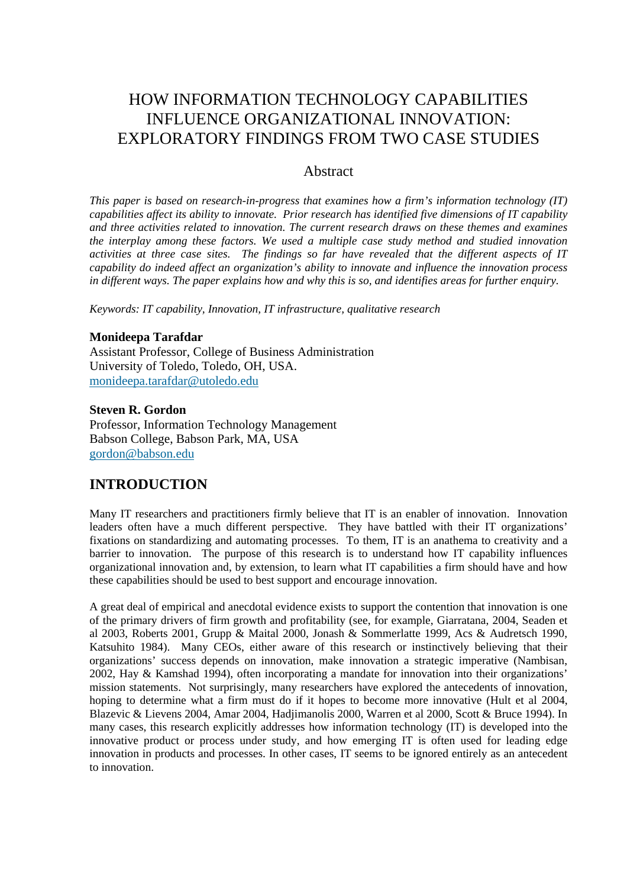# HOW INFORMATION TECHNOLOGY CAPABILITIES INFLUENCE ORGANIZATIONAL INNOVATION: EXPLORATORY FINDINGS FROM TWO CASE STUDIES

## Abstract

*This paper is based on research-in-progress that examines how a firm's information technology (IT) capabilities affect its ability to innovate. Prior research has identified five dimensions of IT capability and three activities related to innovation. The current research draws on these themes and examines the interplay among these factors. We used a multiple case study method and studied innovation activities at three case sites. The findings so far have revealed that the different aspects of IT capability do indeed affect an organization's ability to innovate and influence the innovation process in different ways. The paper explains how and why this is so, and identifies areas for further enquiry.*

*Keywords: IT capability, Innovation, IT infrastructure, qualitative research*

**Monideepa Tarafdar**
Assistant Professor, College of Business Administration
University of Toledo, Toledo, OH, USA.
monideepa.tarafdar@utoledo.edu

**Steven R. Gordon**
Professor, Information Technology Management
Babson College, Babson Park, MA, USA
gordon@babson.edu

## INTRODUCTION

Many IT researchers and practitioners firmly believe that IT is an enabler of innovation. Innovation leaders often have a much different perspective. They have battled with their IT organizations' fixations on standardizing and automating processes. To them, IT is an anathema to creativity and a barrier to innovation. The purpose of this research is to understand how IT capability influences organizational innovation and, by extension, to learn what IT capabilities a firm should have and how these capabilities should be used to best support and encourage innovation.

A great deal of empirical and anecdotal evidence exists to support the contention that innovation is one of the primary drivers of firm growth and profitability (see, for example, Giarratana, 2004, Seaden et al 2003, Roberts 2001, Grupp & Maital 2000, Jonash & Sommerlatte 1999, Acs & Audretsch 1990, Katsuhito 1984). Many CEOs, either aware of this research or instinctively believing that their organizations' success depends on innovation, make innovation a strategic imperative (Nambisan, 2002, Hay & Kamshad 1994), often incorporating a mandate for innovation into their organizations' mission statements. Not surprisingly, many researchers have explored the antecedents of innovation, hoping to determine what a firm must do if it hopes to become more innovative (Hult et al 2004, Blazevic & Lievens 2004, Amar 2004, Hadjimanolis 2000, Warren et al 2000, Scott & Bruce 1994). In many cases, this research explicitly addresses how information technology (IT) is developed into the innovative product or process under study, and how emerging IT is often used for leading edge innovation in products and processes. In other cases, IT seems to be ignored entirely as an antecedent to innovation.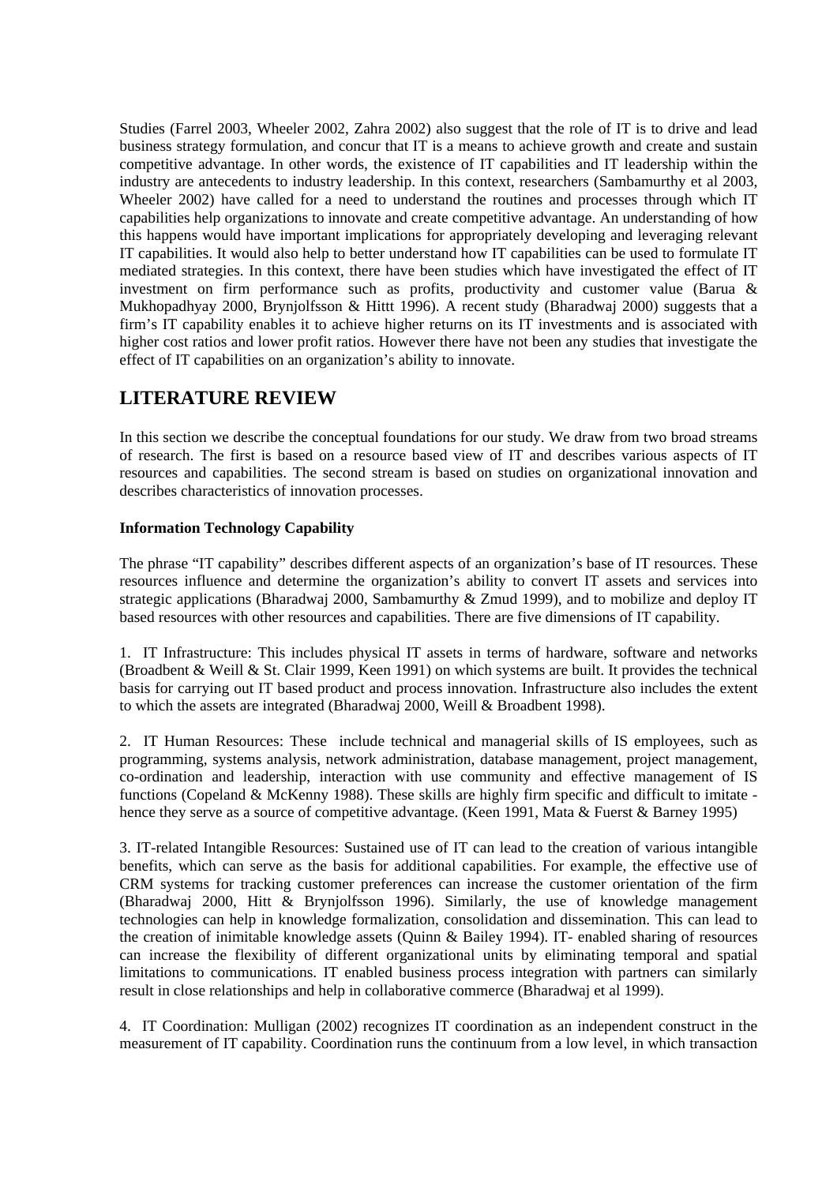Studies (Farrel 2003, Wheeler 2002, Zahra 2002) also suggest that the role of IT is to drive and lead business strategy formulation, and concur that IT is a means to achieve growth and create and sustain competitive advantage. In other words, the existence of IT capabilities and IT leadership within the industry are antecedents to industry leadership. In this context, researchers (Sambamurthy et al 2003, Wheeler 2002) have called for a need to understand the routines and processes through which IT capabilities help organizations to innovate and create competitive advantage. An understanding of how this happens would have important implications for appropriately developing and leveraging relevant IT capabilities. It would also help to better understand how IT capabilities can be used to formulate IT mediated strategies. In this context, there have been studies which have investigated the effect of IT investment on firm performance such as profits, productivity and customer value (Barua & Mukhopadhyay 2000, Brynjolfsson & Hittt 1996). A recent study (Bharadwaj 2000) suggests that a firm's IT capability enables it to achieve higher returns on its IT investments and is associated with higher cost ratios and lower profit ratios. However there have not been any studies that investigate the effect of IT capabilities on an organization's ability to innovate.

## LITERATURE REVIEW

In this section we describe the conceptual foundations for our study. We draw from two broad streams of research. The first is based on a resource based view of IT and describes various aspects of IT resources and capabilities. The second stream is based on studies on organizational innovation and describes characteristics of innovation processes.

### Information Technology Capability

The phrase "IT capability" describes different aspects of an organization's base of IT resources. These resources influence and determine the organization's ability to convert IT assets and services into strategic applications (Bharadwaj 2000, Sambamurthy & Zmud 1999), and to mobilize and deploy IT based resources with other resources and capabilities. There are five dimensions of IT capability.

1. IT Infrastructure: This includes physical IT assets in terms of hardware, software and networks (Broadbent & Weill & St. Clair 1999, Keen 1991) on which systems are built. It provides the technical basis for carrying out IT based product and process innovation. Infrastructure also includes the extent to which the assets are integrated (Bharadwaj 2000, Weill & Broadbent 1998).

2. IT Human Resources: These include technical and managerial skills of IS employees, such as programming, systems analysis, network administration, database management, project management, co-ordination and leadership, interaction with use community and effective management of IS functions (Copeland & McKenny 1988). These skills are highly firm specific and difficult to imitate - hence they serve as a source of competitive advantage. (Keen 1991, Mata & Fuerst & Barney 1995)

3. IT-related Intangible Resources: Sustained use of IT can lead to the creation of various intangible benefits, which can serve as the basis for additional capabilities. For example, the effective use of CRM systems for tracking customer preferences can increase the customer orientation of the firm (Bharadwaj 2000, Hitt & Brynjolfsson 1996). Similarly, the use of knowledge management technologies can help in knowledge formalization, consolidation and dissemination. This can lead to the creation of inimitable knowledge assets (Quinn & Bailey 1994). IT- enabled sharing of resources can increase the flexibility of different organizational units by eliminating temporal and spatial limitations to communications. IT enabled business process integration with partners can similarly result in close relationships and help in collaborative commerce (Bharadwaj et al 1999).

4. IT Coordination: Mulligan (2002) recognizes IT coordination as an independent construct in the measurement of IT capability. Coordination runs the continuum from a low level, in which transaction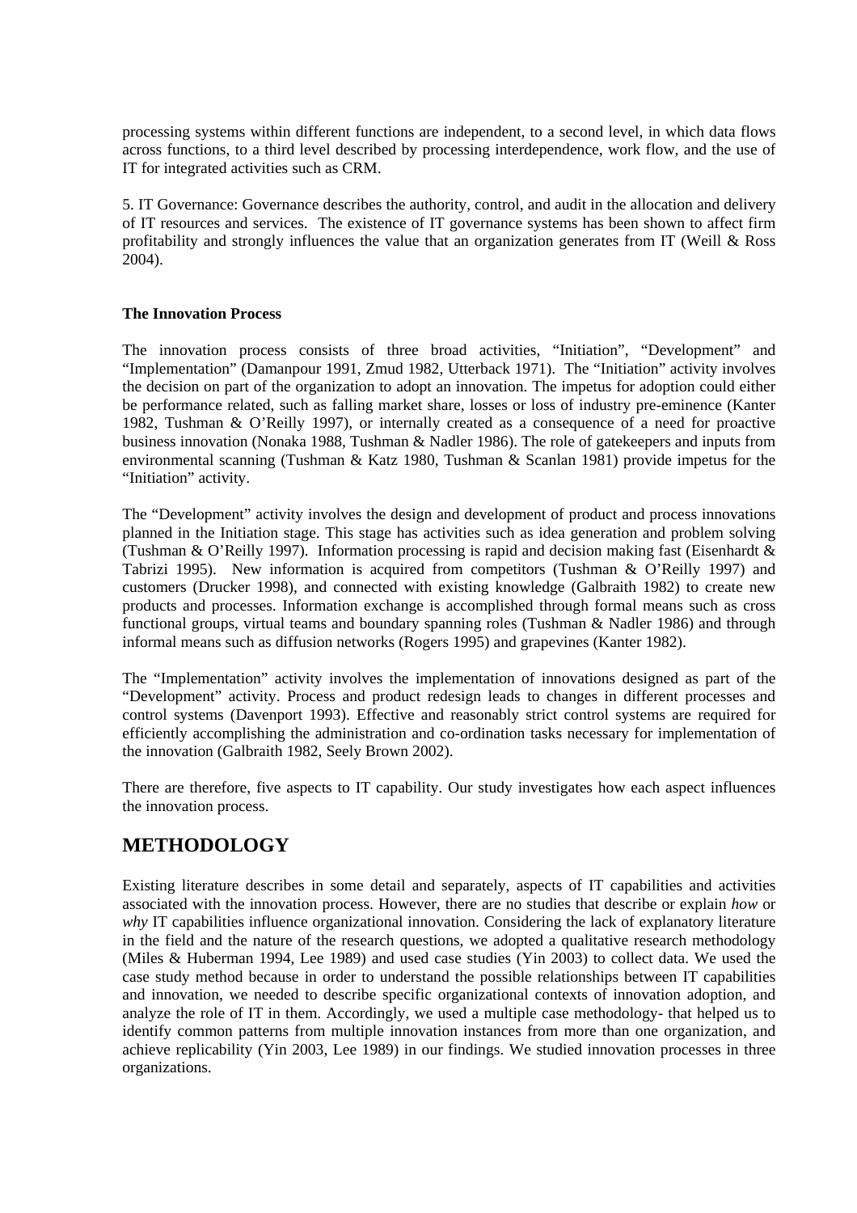processing systems within different functions are independent, to a second level, in which data flows across functions, to a third level described by processing interdependence, work flow, and the use of IT for integrated activities such as CRM.

5. IT Governance: Governance describes the authority, control, and audit in the allocation and delivery of IT resources and services. The existence of IT governance systems has been shown to affect firm profitability and strongly influences the value that an organization generates from IT (Weill & Ross 2004).

**The Innovation Process**

The innovation process consists of three broad activities, "Initiation", "Development" and "Implementation" (Damanpour 1991, Zmud 1982, Utterback 1971). The "Initiation" activity involves the decision on part of the organization to adopt an innovation. The impetus for adoption could either be performance related, such as falling market share, losses or loss of industry pre-eminence (Kanter 1982, Tushman & O'Reilly 1997), or internally created as a consequence of a need for proactive business innovation (Nonaka 1988, Tushman & Nadler 1986). The role of gatekeepers and inputs from environmental scanning (Tushman & Katz 1980, Tushman & Scanlan 1981) provide impetus for the "Initiation" activity.

The "Development" activity involves the design and development of product and process innovations planned in the Initiation stage. This stage has activities such as idea generation and problem solving (Tushman & O'Reilly 1997). Information processing is rapid and decision making fast (Eisenhardt & Tabrizi 1995). New information is acquired from competitors (Tushman & O'Reilly 1997) and customers (Drucker 1998), and connected with existing knowledge (Galbraith 1982) to create new products and processes. Information exchange is accomplished through formal means such as cross functional groups, virtual teams and boundary spanning roles (Tushman & Nadler 1986) and through informal means such as diffusion networks (Rogers 1995) and grapevines (Kanter 1982).

The "Implementation" activity involves the implementation of innovations designed as part of the "Development" activity. Process and product redesign leads to changes in different processes and control systems (Davenport 1993). Effective and reasonably strict control systems are required for efficiently accomplishing the administration and co-ordination tasks necessary for implementation of the innovation (Galbraith 1982, Seely Brown 2002).

There are therefore, five aspects to IT capability. Our study investigates how each aspect influences the innovation process.

## METHODOLOGY

Existing literature describes in some detail and separately, aspects of IT capabilities and activities associated with the innovation process. However, there are no studies that describe or explain *how* or *why* IT capabilities influence organizational innovation. Considering the lack of explanatory literature in the field and the nature of the research questions, we adopted a qualitative research methodology (Miles & Huberman 1994, Lee 1989) and used case studies (Yin 2003) to collect data. We used the case study method because in order to understand the possible relationships between IT capabilities and innovation, we needed to describe specific organizational contexts of innovation adoption, and analyze the role of IT in them. Accordingly, we used a multiple case methodology- that helped us to identify common patterns from multiple innovation instances from more than one organization, and achieve replicability (Yin 2003, Lee 1989) in our findings. We studied innovation processes in three organizations.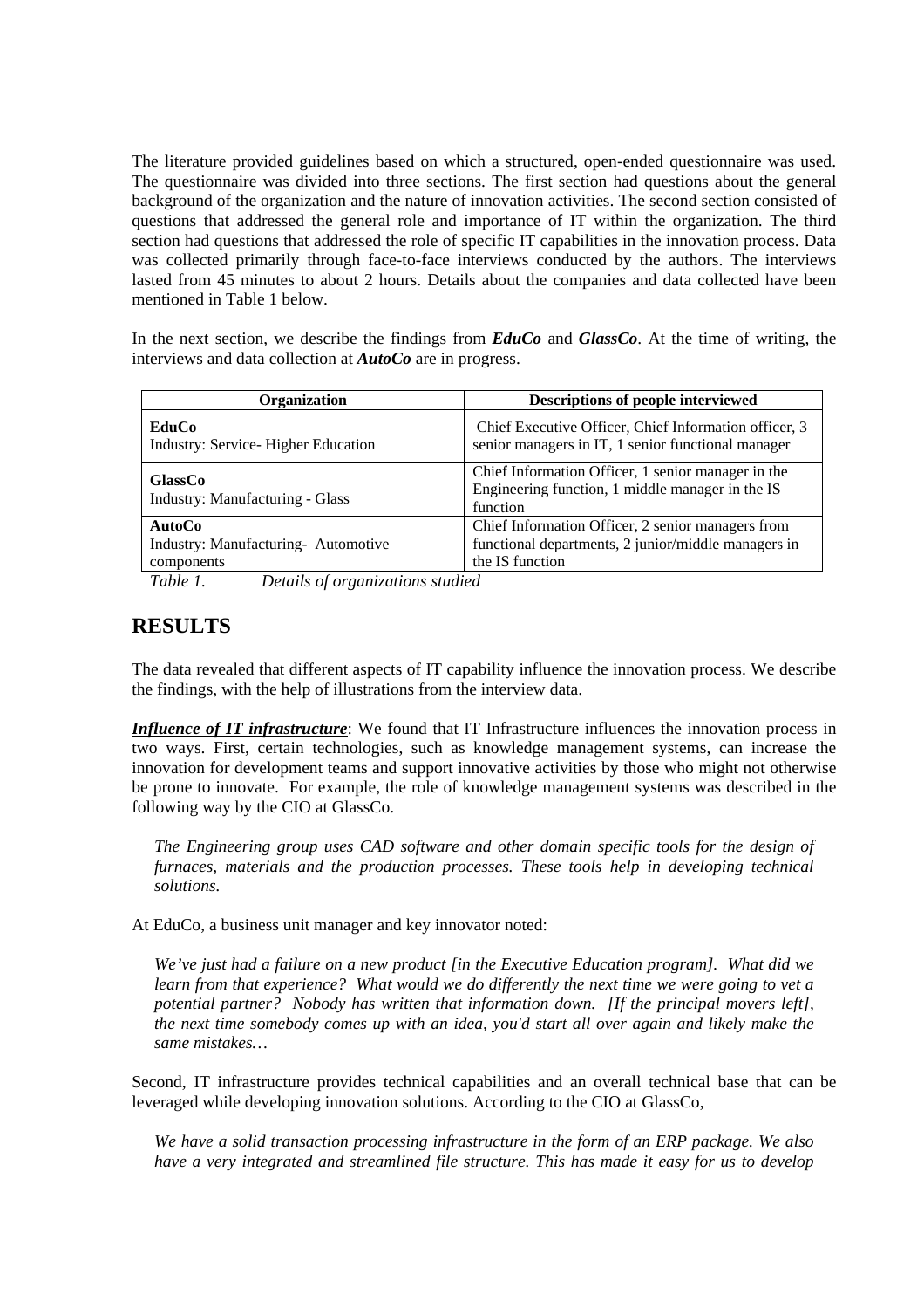The literature provided guidelines based on which a structured, open-ended questionnaire was used. The questionnaire was divided into three sections. The first section had questions about the general background of the organization and the nature of innovation activities. The second section consisted of questions that addressed the general role and importance of IT within the organization. The third section had questions that addressed the role of specific IT capabilities in the innovation process. Data was collected primarily through face-to-face interviews conducted by the authors. The interviews lasted from 45 minutes to about 2 hours. Details about the companies and data collected have been mentioned in Table 1 below.

In the next section, we describe the findings from ***EduCo*** and ***GlassCo***. At the time of writing, the interviews and data collection at ***AutoCo*** are in progress.

| Organization | Descriptions of people interviewed |
|---|---|
| **EduCo**<br>Industry: Service- Higher Education | Chief Executive Officer, Chief Information officer, 3 senior managers in IT, 1 senior functional manager |
| **GlassCo**<br>Industry: Manufacturing - Glass | Chief Information Officer, 1 senior manager in the Engineering function, 1 middle manager in the IS function |
| **AutoCo**<br>Industry: Manufacturing- Automotive components | Chief Information Officer, 2 senior managers from functional departments, 2 junior/middle managers in the IS function |

*Table 1. Details of organizations studied*

## RESULTS

The data revealed that different aspects of IT capability influence the innovation process. We describe the findings, with the help of illustrations from the interview data.

***Influence of IT infrastructure***: We found that IT Infrastructure influences the innovation process in two ways. First, certain technologies, such as knowledge management systems, can increase the innovation for development teams and support innovative activities by those who might not otherwise be prone to innovate. For example, the role of knowledge management systems was described in the following way by the CIO at GlassCo.

> *The Engineering group uses CAD software and other domain specific tools for the design of furnaces, materials and the production processes. These tools help in developing technical solutions.*

At EduCo, a business unit manager and key innovator noted:

> *We've just had a failure on a new product [in the Executive Education program]. What did we learn from that experience? What would we do differently the next time we were going to vet a potential partner? Nobody has written that information down. [If the principal movers left], the next time somebody comes up with an idea, you'd start all over again and likely make the same mistakes…*

Second, IT infrastructure provides technical capabilities and an overall technical base that can be leveraged while developing innovation solutions. According to the CIO at GlassCo,

> *We have a solid transaction processing infrastructure in the form of an ERP package. We also have a very integrated and streamlined file structure. This has made it easy for us to develop*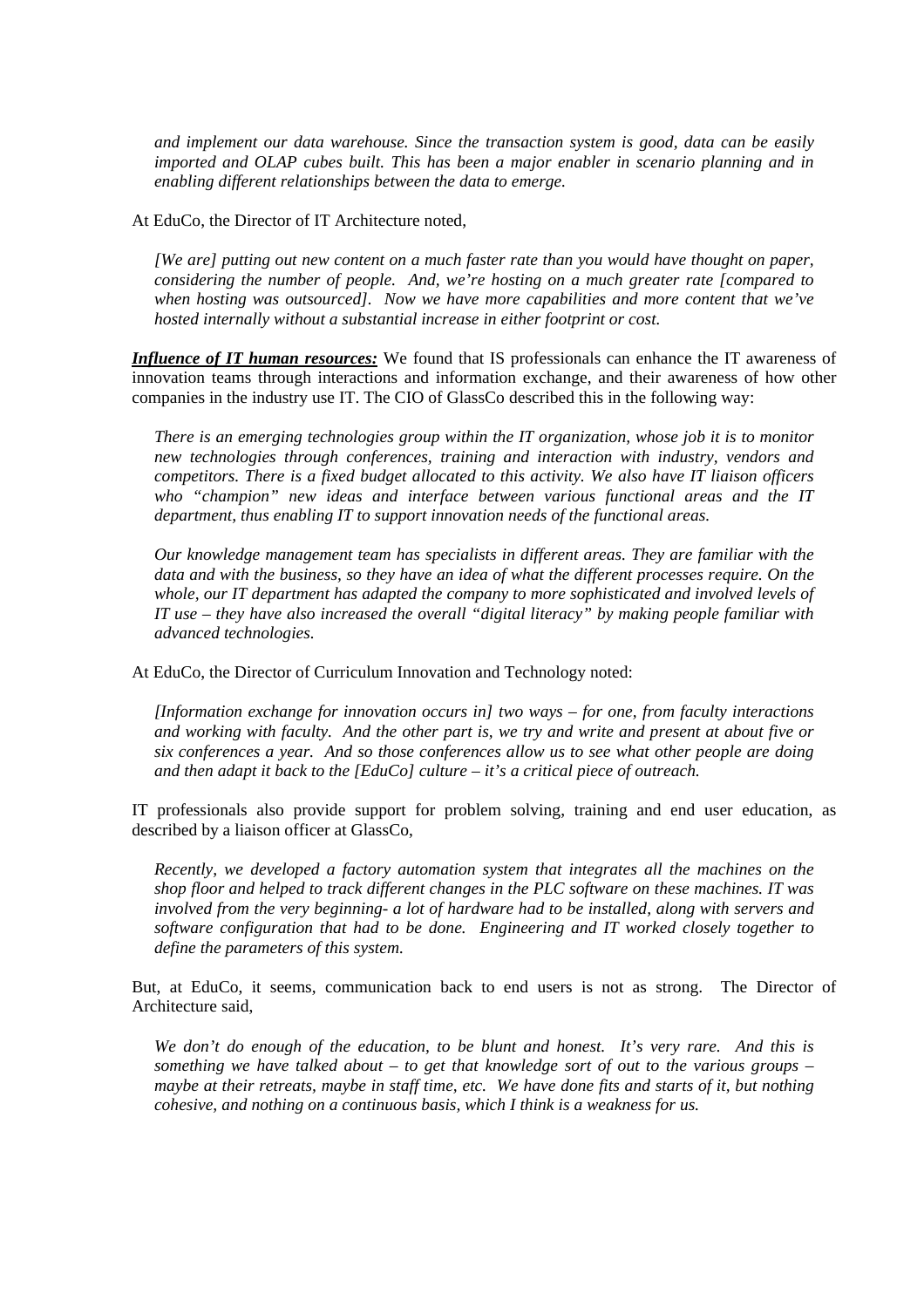*and implement our data warehouse. Since the transaction system is good, data can be easily imported and OLAP cubes built. This has been a major enabler in scenario planning and in enabling different relationships between the data to emerge.*

At EduCo, the Director of IT Architecture noted,

*[We are] putting out new content on a much faster rate than you would have thought on paper, considering the number of people. And, we're hosting on a much greater rate [compared to when hosting was outsourced]. Now we have more capabilities and more content that we've hosted internally without a substantial increase in either footprint or cost.*

***Influence of IT human resources:*** We found that IS professionals can enhance the IT awareness of innovation teams through interactions and information exchange, and their awareness of how other companies in the industry use IT. The CIO of GlassCo described this in the following way:

*There is an emerging technologies group within the IT organization, whose job it is to monitor new technologies through conferences, training and interaction with industry, vendors and competitors. There is a fixed budget allocated to this activity. We also have IT liaison officers who "champion" new ideas and interface between various functional areas and the IT department, thus enabling IT to support innovation needs of the functional areas.*

*Our knowledge management team has specialists in different areas. They are familiar with the data and with the business, so they have an idea of what the different processes require. On the whole, our IT department has adapted the company to more sophisticated and involved levels of IT use – they have also increased the overall "digital literacy" by making people familiar with advanced technologies.*

At EduCo, the Director of Curriculum Innovation and Technology noted:

*[Information exchange for innovation occurs in] two ways – for one, from faculty interactions and working with faculty. And the other part is, we try and write and present at about five or six conferences a year. And so those conferences allow us to see what other people are doing and then adapt it back to the [EduCo] culture – it's a critical piece of outreach.*

IT professionals also provide support for problem solving, training and end user education, as described by a liaison officer at GlassCo,

*Recently, we developed a factory automation system that integrates all the machines on the shop floor and helped to track different changes in the PLC software on these machines. IT was involved from the very beginning- a lot of hardware had to be installed, along with servers and software configuration that had to be done. Engineering and IT worked closely together to define the parameters of this system.*

But, at EduCo, it seems, communication back to end users is not as strong. The Director of Architecture said,

*We don't do enough of the education, to be blunt and honest. It's very rare. And this is something we have talked about – to get that knowledge sort of out to the various groups – maybe at their retreats, maybe in staff time, etc. We have done fits and starts of it, but nothing cohesive, and nothing on a continuous basis, which I think is a weakness for us.*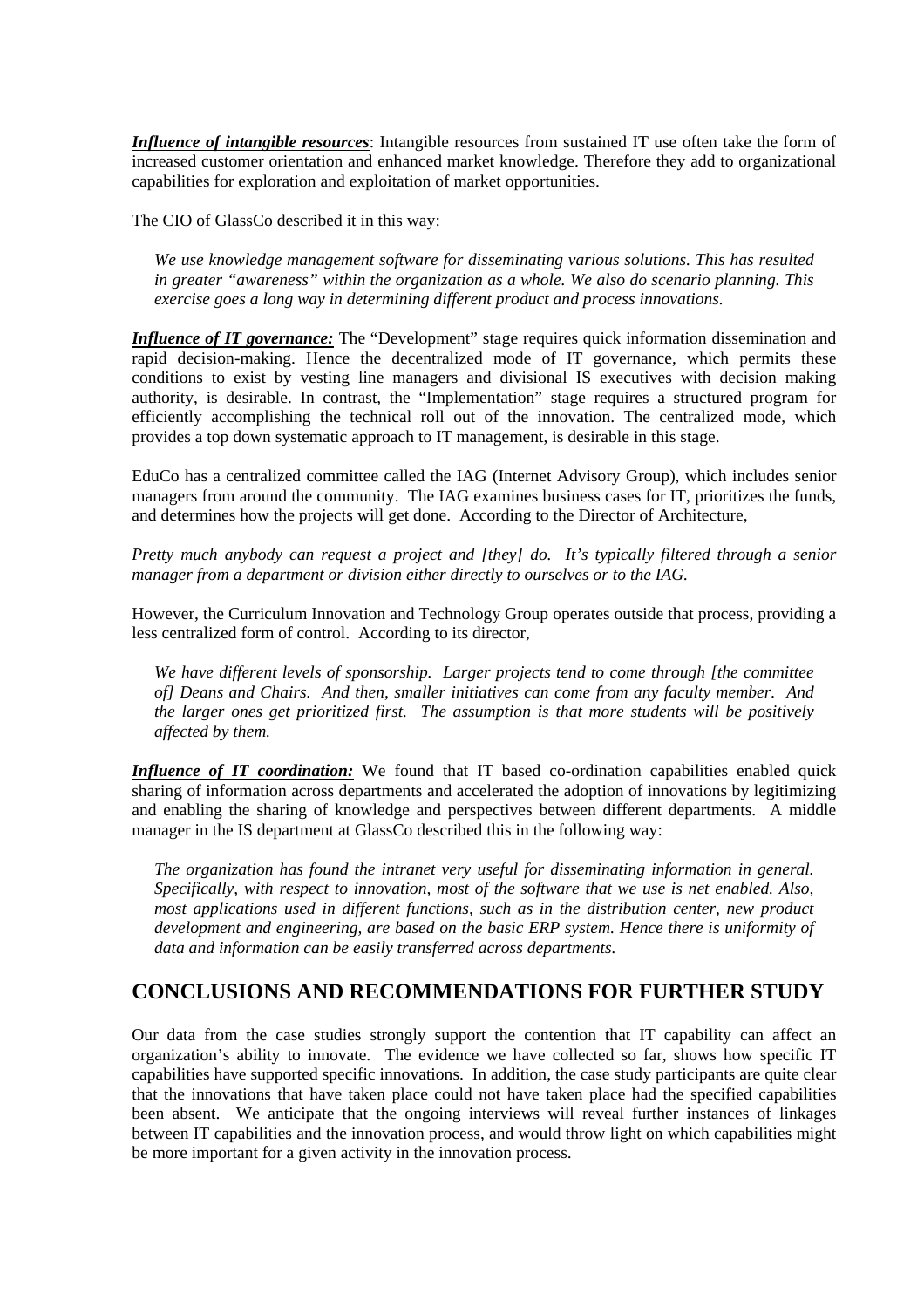***Influence of intangible resources***: Intangible resources from sustained IT use often take the form of increased customer orientation and enhanced market knowledge. Therefore they add to organizational capabilities for exploration and exploitation of market opportunities.

The CIO of GlassCo described it in this way:

> *We use knowledge management software for disseminating various solutions. This has resulted in greater "awareness" within the organization as a whole. We also do scenario planning. This exercise goes a long way in determining different product and process innovations.*

***Influence of IT governance:*** The "Development" stage requires quick information dissemination and rapid decision-making. Hence the decentralized mode of IT governance, which permits these conditions to exist by vesting line managers and divisional IS executives with decision making authority, is desirable. In contrast, the "Implementation" stage requires a structured program for efficiently accomplishing the technical roll out of the innovation. The centralized mode, which provides a top down systematic approach to IT management, is desirable in this stage.

EduCo has a centralized committee called the IAG (Internet Advisory Group), which includes senior managers from around the community. The IAG examines business cases for IT, prioritizes the funds, and determines how the projects will get done. According to the Director of Architecture,

*Pretty much anybody can request a project and [they] do. It's typically filtered through a senior manager from a department or division either directly to ourselves or to the IAG.*

However, the Curriculum Innovation and Technology Group operates outside that process, providing a less centralized form of control. According to its director,

> *We have different levels of sponsorship. Larger projects tend to come through [the committee of] Deans and Chairs. And then, smaller initiatives can come from any faculty member. And the larger ones get prioritized first. The assumption is that more students will be positively affected by them.*

***Influence of IT coordination:*** We found that IT based co-ordination capabilities enabled quick sharing of information across departments and accelerated the adoption of innovations by legitimizing and enabling the sharing of knowledge and perspectives between different departments. A middle manager in the IS department at GlassCo described this in the following way:

> *The organization has found the intranet very useful for disseminating information in general. Specifically, with respect to innovation, most of the software that we use is net enabled. Also, most applications used in different functions, such as in the distribution center, new product development and engineering, are based on the basic ERP system. Hence there is uniformity of data and information can be easily transferred across departments.*

## CONCLUSIONS AND RECOMMENDATIONS FOR FURTHER STUDY

Our data from the case studies strongly support the contention that IT capability can affect an organization's ability to innovate. The evidence we have collected so far, shows how specific IT capabilities have supported specific innovations. In addition, the case study participants are quite clear that the innovations that have taken place could not have taken place had the specified capabilities been absent. We anticipate that the ongoing interviews will reveal further instances of linkages between IT capabilities and the innovation process, and would throw light on which capabilities might be more important for a given activity in the innovation process.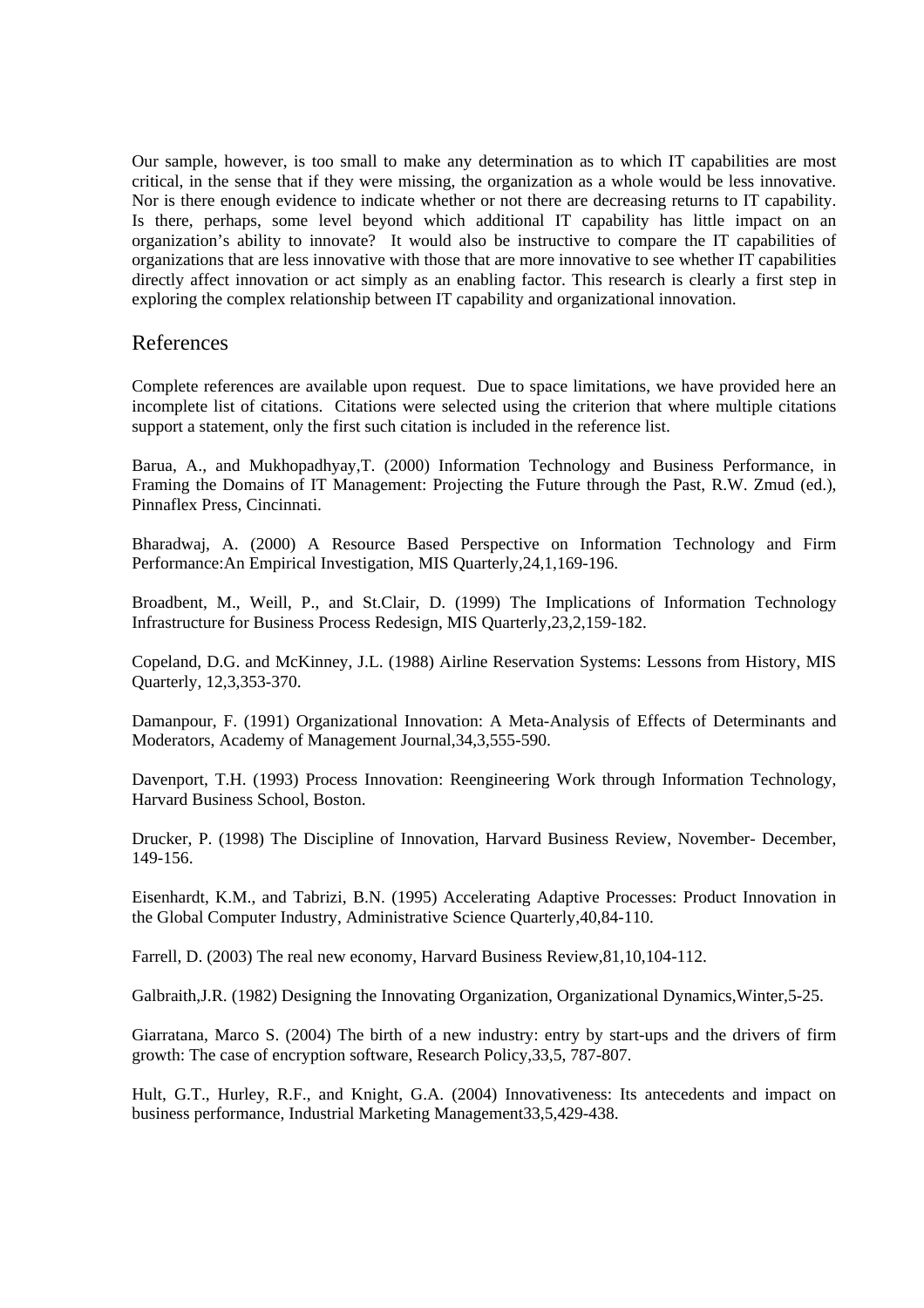Our sample, however, is too small to make any determination as to which IT capabilities are most critical, in the sense that if they were missing, the organization as a whole would be less innovative. Nor is there enough evidence to indicate whether or not there are decreasing returns to IT capability. Is there, perhaps, some level beyond which additional IT capability has little impact on an organization's ability to innovate? It would also be instructive to compare the IT capabilities of organizations that are less innovative with those that are more innovative to see whether IT capabilities directly affect innovation or act simply as an enabling factor. This research is clearly a first step in exploring the complex relationship between IT capability and organizational innovation.

## References

Complete references are available upon request. Due to space limitations, we have provided here an incomplete list of citations. Citations were selected using the criterion that where multiple citations support a statement, only the first such citation is included in the reference list.

Barua, A., and Mukhopadhyay,T. (2000) Information Technology and Business Performance, in Framing the Domains of IT Management: Projecting the Future through the Past, R.W. Zmud (ed.), Pinnaflex Press, Cincinnati.

Bharadwaj, A. (2000) A Resource Based Perspective on Information Technology and Firm Performance:An Empirical Investigation, MIS Quarterly,24,1,169-196.

Broadbent, M., Weill, P., and St.Clair, D. (1999) The Implications of Information Technology Infrastructure for Business Process Redesign, MIS Quarterly,23,2,159-182.

Copeland, D.G. and McKinney, J.L. (1988) Airline Reservation Systems: Lessons from History, MIS Quarterly, 12,3,353-370.

Damanpour, F. (1991) Organizational Innovation: A Meta-Analysis of Effects of Determinants and Moderators, Academy of Management Journal,34,3,555-590.

Davenport, T.H. (1993) Process Innovation: Reengineering Work through Information Technology, Harvard Business School, Boston.

Drucker, P. (1998) The Discipline of Innovation, Harvard Business Review, November- December, 149-156.

Eisenhardt, K.M., and Tabrizi, B.N. (1995) Accelerating Adaptive Processes: Product Innovation in the Global Computer Industry, Administrative Science Quarterly,40,84-110.

Farrell, D. (2003) The real new economy, Harvard Business Review,81,10,104-112.

Galbraith,J.R. (1982) Designing the Innovating Organization, Organizational Dynamics,Winter,5-25.

Giarratana, Marco S. (2004) The birth of a new industry: entry by start-ups and the drivers of firm growth: The case of encryption software, Research Policy,33,5, 787-807.

Hult, G.T., Hurley, R.F., and Knight, G.A. (2004) Innovativeness: Its antecedents and impact on business performance, Industrial Marketing Management33,5,429-438.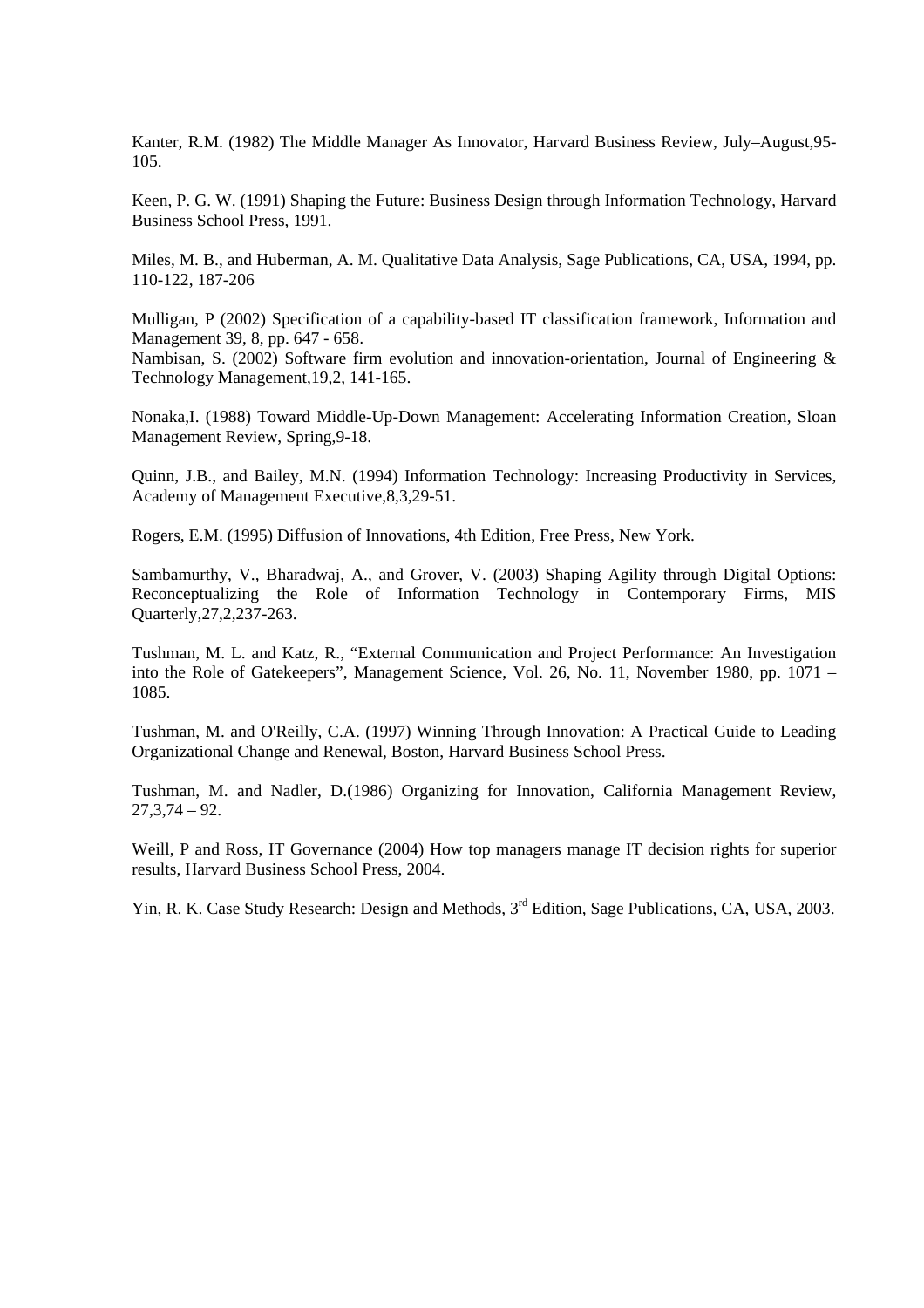Kanter, R.M. (1982) The Middle Manager As Innovator, Harvard Business Review, July–August,95-105.

Keen, P. G. W. (1991) Shaping the Future: Business Design through Information Technology, Harvard Business School Press, 1991.

Miles, M. B., and Huberman, A. M. Qualitative Data Analysis, Sage Publications, CA, USA, 1994, pp. 110-122, 187-206

Mulligan, P (2002) Specification of a capability-based IT classification framework, Information and Management 39, 8, pp. 647 - 658.

Nambisan, S. (2002) Software firm evolution and innovation-orientation, Journal of Engineering & Technology Management,19,2, 141-165.

Nonaka,I. (1988) Toward Middle-Up-Down Management: Accelerating Information Creation, Sloan Management Review, Spring,9-18.

Quinn, J.B., and Bailey, M.N. (1994) Information Technology: Increasing Productivity in Services, Academy of Management Executive,8,3,29-51.

Rogers, E.M. (1995) Diffusion of Innovations, 4th Edition, Free Press, New York.

Sambamurthy, V., Bharadwaj, A., and Grover, V. (2003) Shaping Agility through Digital Options: Reconceptualizing the Role of Information Technology in Contemporary Firms, MIS Quarterly,27,2,237-263.

Tushman, M. L. and Katz, R., "External Communication and Project Performance: An Investigation into the Role of Gatekeepers", Management Science, Vol. 26, No. 11, November 1980, pp. 1071 – 1085.

Tushman, M. and O'Reilly, C.A. (1997) Winning Through Innovation: A Practical Guide to Leading Organizational Change and Renewal, Boston, Harvard Business School Press.

Tushman, M. and Nadler, D.(1986) Organizing for Innovation, California Management Review, 27,3,74 – 92.

Weill, P and Ross, IT Governance (2004) How top managers manage IT decision rights for superior results, Harvard Business School Press, 2004.

Yin, R. K. Case Study Research: Design and Methods, 3rd Edition, Sage Publications, CA, USA, 2003.